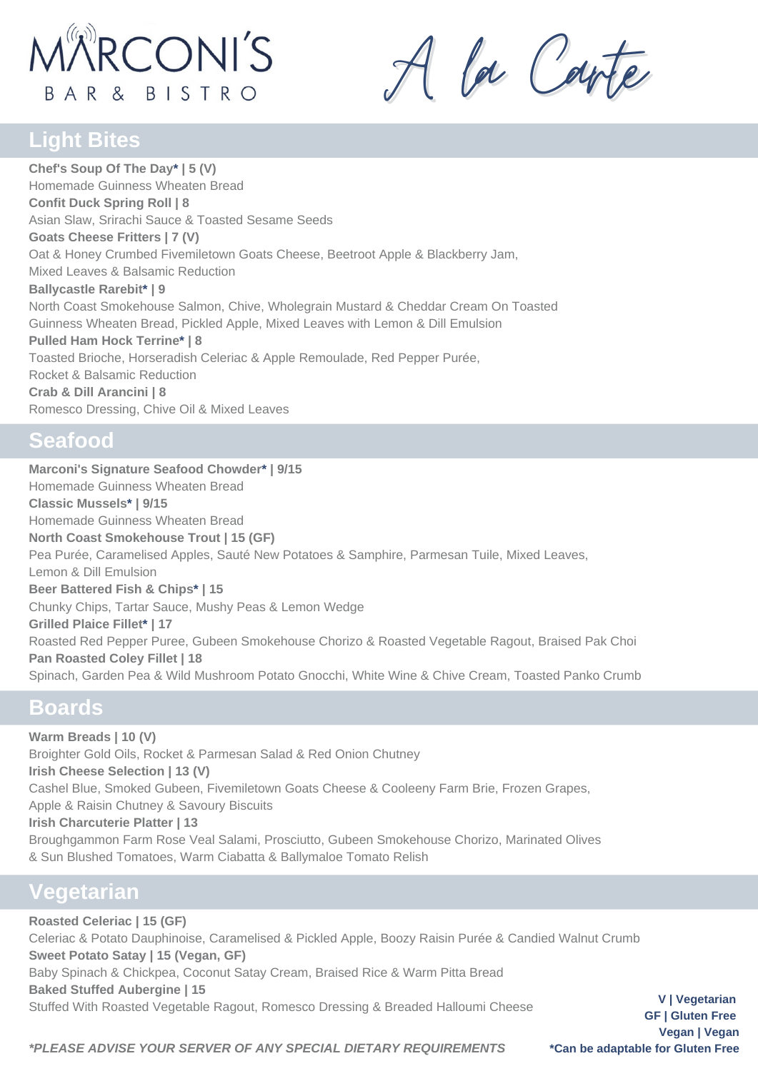# MARCONI'S
BAR & BISTRO

# A la Carte

## Light Bites

**Chef's Soup Of The Day* | 5 (V)**
Homemade Guinness Wheaten Bread

**Confit Duck Spring Roll | 8**
Asian Slaw, Sriracha Sauce & Toasted Sesame Seeds

**Goats Cheese Fritters | 7 (V)**
Oat & Honey Crumbed Fivemiletown Goats Cheese, Beetroot Apple & Blackberry Jam, Mixed Leaves & Balsamic Reduction

**Ballycastle Rarebit* | 9**
North Coast Smokehouse Salmon, Chive, Wholegrain Mustard & Cheddar Cream On Toasted Guinness Wheaten Bread, Pickled Apple, Mixed Leaves with Lemon & Dill Emulsion

**Pulled Ham Hock Terrine* | 8**
Toasted Brioche, Horseradish Celeriac & Apple Remoulade, Red Pepper Purée, Rocket & Balsamic Reduction

**Crab & Dill Arancini | 8**
Romesco Dressing, Chive Oil & Mixed Leaves

## Seafood

**Marconi's Signature Seafood Chowder* | 9/15**
Homemade Guinness Wheaten Bread

**Classic Mussels* | 9/15**
Homemade Guinness Wheaten Bread

**North Coast Smokehouse Trout | 15 (GF)**
Pea Purée, Caramelised Apples, Sauté New Potatoes & Samphire, Parmesan Tuile, Mixed Leaves, Lemon & Dill Emulsion

**Beer Battered Fish & Chips* | 15**
Chunky Chips, Tartar Sauce, Mushy Peas & Lemon Wedge

**Grilled Plaice Fillet* | 17**
Roasted Red Pepper Puree, Gubeen Smokehouse Chorizo & Roasted Vegetable Ragout, Braised Pak Choi

**Pan Roasted Coley Fillet | 18**
Spinach, Garden Pea & Wild Mushroom Potato Gnocchi, White Wine & Chive Cream, Toasted Panko Crumb

## Boards

**Warm Breads | 10 (V)**
Broighter Gold Oils, Rocket & Parmesan Salad & Red Onion Chutney

**Irish Cheese Selection | 13 (V)**
Cashel Blue, Smoked Gubeen, Fivemiletown Goats Cheese & Cooleeny Farm Brie, Frozen Grapes, Apple & Raisin Chutney & Savoury Biscuits

**Irish Charcuterie Platter | 13**
Broughgammon Farm Rose Veal Salami, Prosciutto, Gubeen Smokehouse Chorizo, Marinated Olives & Sun Blushed Tomatoes, Warm Ciabatta & Ballymaloe Tomato Relish

## Vegetarian

**Roasted Celeriac | 15 (GF)**
Celeriac & Potato Dauphinoise, Caramelised & Pickled Apple, Boozy Raisin Purée & Candied Walnut Crumb

**Sweet Potato Satay | 15 (Vegan, GF)**
Baby Spinach & Chickpea, Coconut Satay Cream, Braised Rice & Warm Pitta Bread

**Baked Stuffed Aubergine | 15**
Stuffed With Roasted Vegetable Ragout, Romesco Dressing & Breaded Halloumi Cheese

**V | Vegetarian**
**GF | Gluten Free**
**Vegan | Vegan**
***Can be adaptable for Gluten Free**

***PLEASE ADVISE YOUR SERVER OF ANY SPECIAL DIETARY REQUIREMENTS***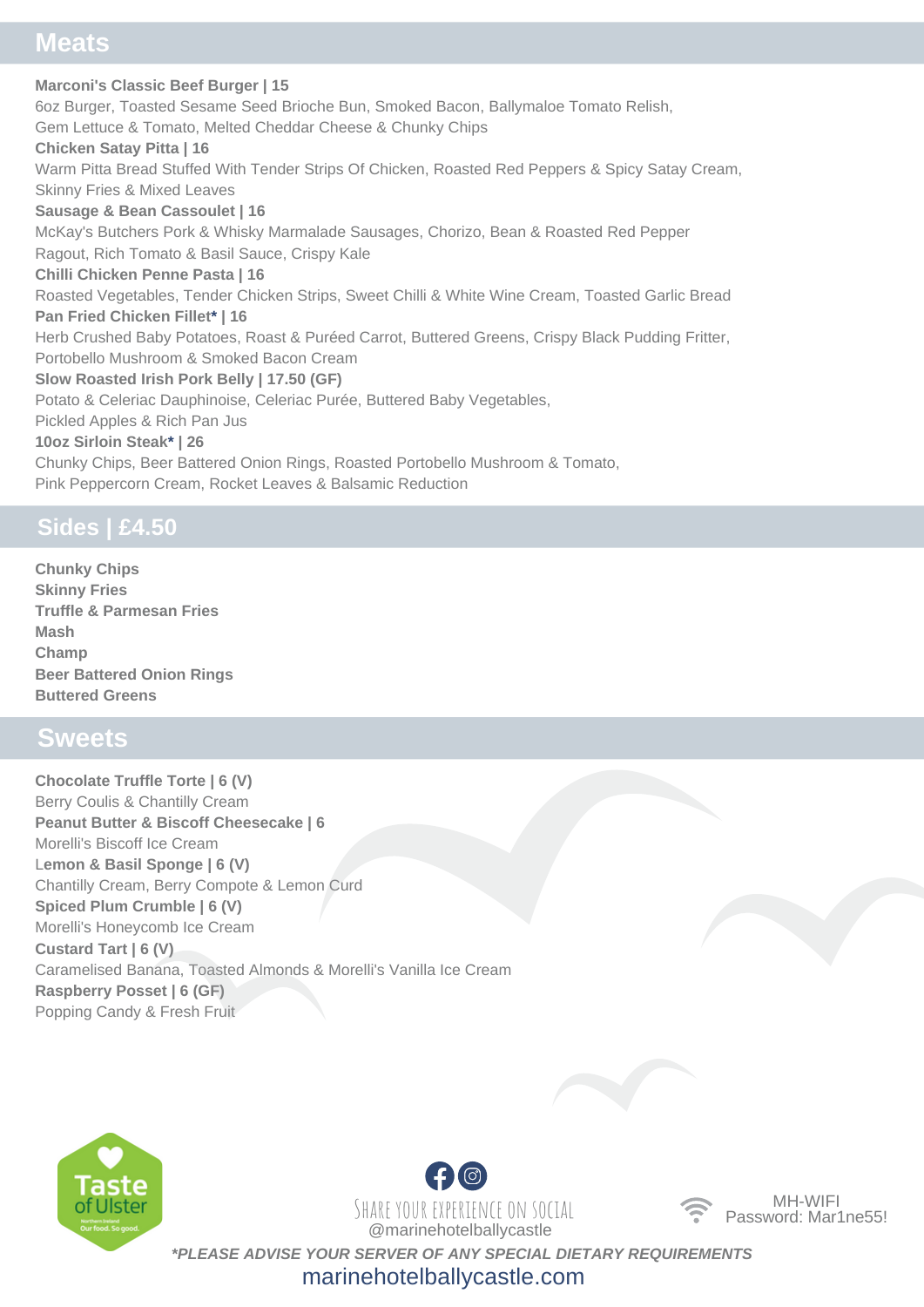## Meats

**Marconi's Classic Beef Burger | 15**
6oz Burger, Toasted Sesame Seed Brioche Bun, Smoked Bacon, Ballymaloe Tomato Relish, Gem Lettuce & Tomato, Melted Cheddar Cheese & Chunky Chips

**Chicken Satay Pitta | 16**
Warm Pitta Bread Stuffed With Tender Strips Of Chicken, Roasted Red Peppers & Spicy Satay Cream, Skinny Fries & Mixed Leaves

**Sausage & Bean Cassoulet | 16**
McKay's Butchers Pork & Whisky Marmalade Sausages, Chorizo, Bean & Roasted Red Pepper Ragout, Rich Tomato & Basil Sauce, Crispy Kale

**Chilli Chicken Penne Pasta | 16**
Roasted Vegetables, Tender Chicken Strips, Sweet Chilli & White Wine Cream, Toasted Garlic Bread

**Pan Fried Chicken Fillet* | 16**
Herb Crushed Baby Potatoes, Roast & Puréed Carrot, Buttered Greens, Crispy Black Pudding Fritter, Portobello Mushroom & Smoked Bacon Cream

**Slow Roasted Irish Pork Belly | 17.50 (GF)**
Potato & Celeriac Dauphinoise, Celeriac Purée, Buttered Baby Vegetables, Pickled Apples & Rich Pan Jus

**10oz Sirloin Steak* | 26**
Chunky Chips, Beer Battered Onion Rings, Roasted Portobello Mushroom & Tomato, Pink Peppercorn Cream, Rocket Leaves & Balsamic Reduction

## Sides | £4.50

**Chunky Chips**
**Skinny Fries**
**Truffle & Parmesan Fries**
**Mash**
**Champ**
**Beer Battered Onion Rings**
**Buttered Greens**

## Sweets

**Chocolate Truffle Torte | 6 (V)**
Berry Coulis & Chantilly Cream

**Peanut Butter & Biscoff Cheesecake | 6**
Morelli's Biscoff Ice Cream

**Lemon & Basil Sponge | 6 (V)**
Chantilly Cream, Berry Compote & Lemon Curd

**Spiced Plum Crumble | 6 (V)**
Morelli's Honeycomb Ice Cream

**Custard Tart | 6 (V)**
Caramelised Banana, Toasted Almonds & Morelli's Vanilla Ice Cream

**Raspberry Posset | 6 (GF)**
Popping Candy & Fresh Fruit

Taste of Ulster
Northern Ireland
Our food. So good.

SHARE YOUR EXPERIENCE ON SOCIAL
@marinehotelballycastle

MH-WIFI
Password: Mar1ne55!

***PLEASE ADVISE YOUR SERVER OF ANY SPECIAL DIETARY REQUIREMENTS***

marinehotelballycastle.com